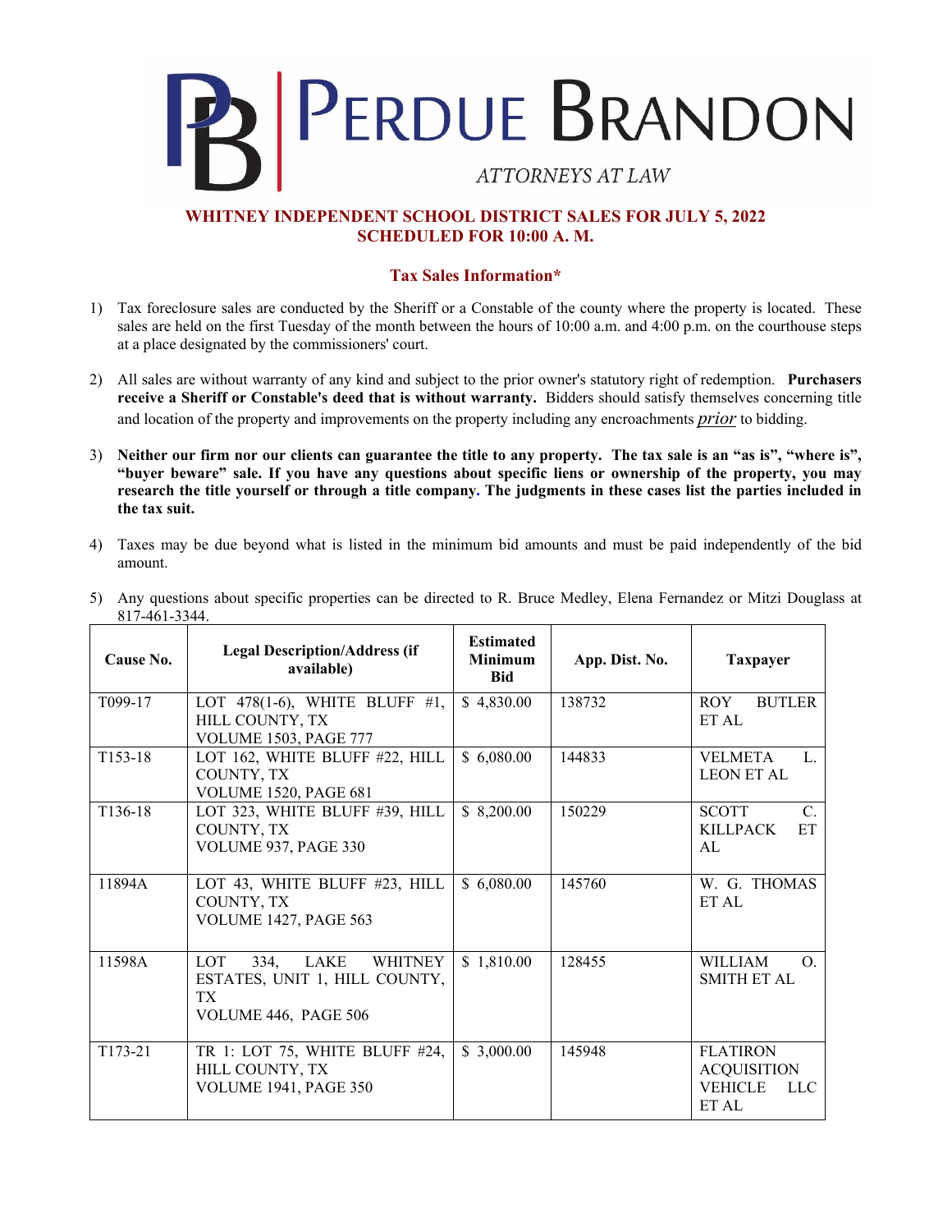# PERDUE BRANDON

*ATTORNEYS AT LAW*

## WHITNEY INDEPENDENT SCHOOL DISTRICT SALES FOR JULY 5, 2022
## SCHEDULED FOR 10:00 A. M.

### Tax Sales Information*

1) Tax foreclosure sales are conducted by the Sheriff or a Constable of the county where the property is located. These sales are held on the first Tuesday of the month between the hours of 10:00 a.m. and 4:00 p.m. on the courthouse steps at a place designated by the commissioners' court.

2) All sales are without warranty of any kind and subject to the prior owner's statutory right of redemption. **Purchasers receive a Sheriff or Constable's deed that is without warranty.** Bidders should satisfy themselves concerning title and location of the property and improvements on the property including any encroachments *prior* to bidding.

3) **Neither our firm nor our clients can guarantee the title to any property. The tax sale is an "as is", "where is", "buyer beware" sale. If you have any questions about specific liens or ownership of the property, you may research the title yourself or through a title company. The judgments in these cases list the parties included in the tax suit.**

4) Taxes may be due beyond what is listed in the minimum bid amounts and must be paid independently of the bid amount.

5) Any questions about specific properties can be directed to R. Bruce Medley, Elena Fernandez or Mitzi Douglass at 817-461-3344.

| Cause No. | Legal Description/Address (if available) | Estimated Minimum Bid | App. Dist. No. | Taxpayer |
|---|---|---|---|---|
| T099-17 | LOT 478(1-6), WHITE BLUFF #1, HILL COUNTY, TX<br>VOLUME 1503, PAGE 777 | $ 4,830.00 | 138732 | ROY BUTLER ET AL |
| T153-18 | LOT 162, WHITE BLUFF #22, HILL COUNTY, TX<br>VOLUME 1520, PAGE 681 | $ 6,080.00 | 144833 | VELMETA L. LEON ET AL |
| T136-18 | LOT 323, WHITE BLUFF #39, HILL COUNTY, TX<br>VOLUME 937, PAGE 330 | $ 8,200.00 | 150229 | SCOTT C. KILLPACK ET AL |
| 11894A | LOT 43, WHITE BLUFF #23, HILL COUNTY, TX<br>VOLUME 1427, PAGE 563 | $ 6,080.00 | 145760 | W. G. THOMAS ET AL |
| 11598A | LOT 334, LAKE WHITNEY ESTATES, UNIT 1, HILL COUNTY, TX<br>VOLUME 446, PAGE 506 | $ 1,810.00 | 128455 | WILLIAM O. SMITH ET AL |
| T173-21 | TR 1: LOT 75, WHITE BLUFF #24, HILL COUNTY, TX<br>VOLUME 1941, PAGE 350 | $ 3,000.00 | 145948 | FLATIRON ACQUISITION VEHICLE LLC ET AL |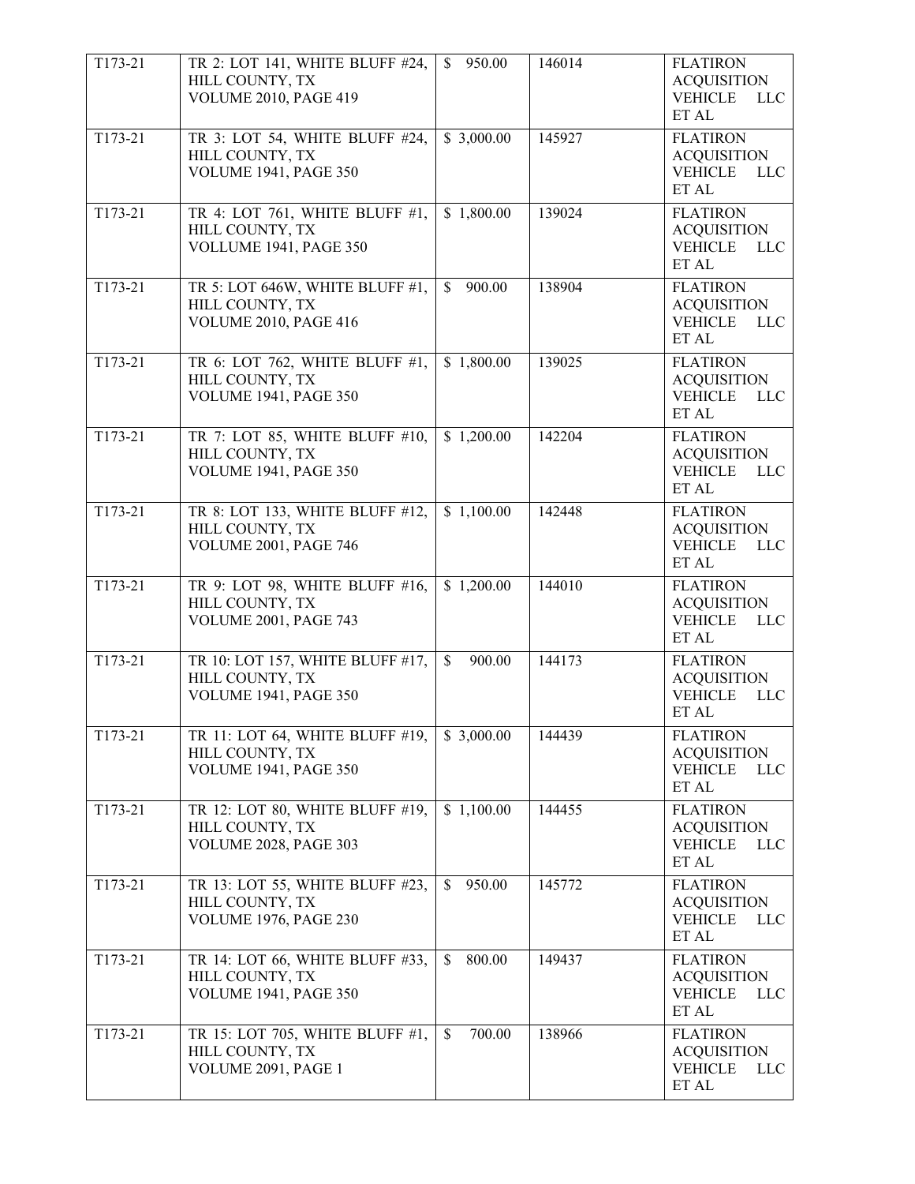| T173-21 | TR 2: LOT 141, WHITE BLUFF #24, HILL COUNTY, TX VOLUME 2010, PAGE 419 | $ 950.00 | 146014 | FLATIRON ACQUISITION VEHICLE LLC ET AL |
|---|---|---|---|---|
| T173-21 | TR 3: LOT 54, WHITE BLUFF #24, HILL COUNTY, TX VOLUME 1941, PAGE 350 | $ 3,000.00 | 145927 | FLATIRON ACQUISITION VEHICLE LLC ET AL |
| T173-21 | TR 4: LOT 761, WHITE BLUFF #1, HILL COUNTY, TX VOLLUME 1941, PAGE 350 | $ 1,800.00 | 139024 | FLATIRON ACQUISITION VEHICLE LLC ET AL |
| T173-21 | TR 5: LOT 646W, WHITE BLUFF #1, HILL COUNTY, TX VOLUME 2010, PAGE 416 | $ 900.00 | 138904 | FLATIRON ACQUISITION VEHICLE LLC ET AL |
| T173-21 | TR 6: LOT 762, WHITE BLUFF #1, HILL COUNTY, TX VOLUME 1941, PAGE 350 | $ 1,800.00 | 139025 | FLATIRON ACQUISITION VEHICLE LLC ET AL |
| T173-21 | TR 7: LOT 85, WHITE BLUFF #10, HILL COUNTY, TX VOLUME 1941, PAGE 350 | $ 1,200.00 | 142204 | FLATIRON ACQUISITION VEHICLE LLC ET AL |
| T173-21 | TR 8: LOT 133, WHITE BLUFF #12, HILL COUNTY, TX VOLUME 2001, PAGE 746 | $ 1,100.00 | 142448 | FLATIRON ACQUISITION VEHICLE LLC ET AL |
| T173-21 | TR 9: LOT 98, WHITE BLUFF #16, HILL COUNTY, TX VOLUME 2001, PAGE 743 | $ 1,200.00 | 144010 | FLATIRON ACQUISITION VEHICLE LLC ET AL |
| T173-21 | TR 10: LOT 157, WHITE BLUFF #17, HILL COUNTY, TX VOLUME 1941, PAGE 350 | $ 900.00 | 144173 | FLATIRON ACQUISITION VEHICLE LLC ET AL |
| T173-21 | TR 11: LOT 64, WHITE BLUFF #19, HILL COUNTY, TX VOLUME 1941, PAGE 350 | $ 3,000.00 | 144439 | FLATIRON ACQUISITION VEHICLE LLC ET AL |
| T173-21 | TR 12: LOT 80, WHITE BLUFF #19, HILL COUNTY, TX VOLUME 2028, PAGE 303 | $ 1,100.00 | 144455 | FLATIRON ACQUISITION VEHICLE LLC ET AL |
| T173-21 | TR 13: LOT 55, WHITE BLUFF #23, HILL COUNTY, TX VOLUME 1976, PAGE 230 | $ 950.00 | 145772 | FLATIRON ACQUISITION VEHICLE LLC ET AL |
| T173-21 | TR 14: LOT 66, WHITE BLUFF #33, HILL COUNTY, TX VOLUME 1941, PAGE 350 | $ 800.00 | 149437 | FLATIRON ACQUISITION VEHICLE LLC ET AL |
| T173-21 | TR 15: LOT 705, WHITE BLUFF #1, HILL COUNTY, TX VOLUME 2091, PAGE 1 | $ 700.00 | 138966 | FLATIRON ACQUISITION VEHICLE LLC ET AL |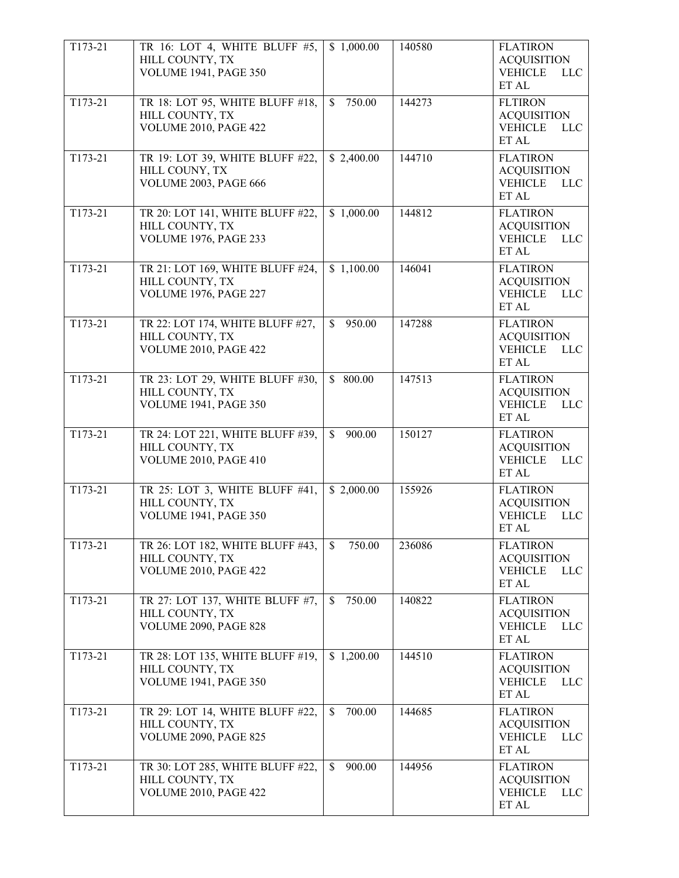| T173-21 | TR 16: LOT 4, WHITE BLUFF #5, HILL COUNTY, TX VOLUME 1941, PAGE 350 | $ 1,000.00 | 140580 | FLATIRON ACQUISITION VEHICLE LLC ET AL |
|---|---|---|---|---|
| T173-21 | TR 18: LOT 95, WHITE BLUFF #18, HILL COUNTY, TX VOLUME 2010, PAGE 422 | $ 750.00 | 144273 | FLTIRON ACQUISITION VEHICLE LLC ET AL |
| T173-21 | TR 19: LOT 39, WHITE BLUFF #22, HILL COUNY, TX VOLUME 2003, PAGE 666 | $ 2,400.00 | 144710 | FLATIRON ACQUISITION VEHICLE LLC ET AL |
| T173-21 | TR 20: LOT 141, WHITE BLUFF #22, HILL COUNTY, TX VOLUME 1976, PAGE 233 | $ 1,000.00 | 144812 | FLATIRON ACQUISITION VEHICLE LLC ET AL |
| T173-21 | TR 21: LOT 169, WHITE BLUFF #24, HILL COUNTY, TX VOLUME 1976, PAGE 227 | $ 1,100.00 | 146041 | FLATIRON ACQUISITION VEHICLE LLC ET AL |
| T173-21 | TR 22: LOT 174, WHITE BLUFF #27, HILL COUNTY, TX VOLUME 2010, PAGE 422 | $ 950.00 | 147288 | FLATIRON ACQUISITION VEHICLE LLC ET AL |
| T173-21 | TR 23: LOT 29, WHITE BLUFF #30, HILL COUNTY, TX VOLUME 1941, PAGE 350 | $ 800.00 | 147513 | FLATIRON ACQUISITION VEHICLE LLC ET AL |
| T173-21 | TR 24: LOT 221, WHITE BLUFF #39, HILL COUNTY, TX VOLUME 2010, PAGE 410 | $ 900.00 | 150127 | FLATIRON ACQUISITION VEHICLE LLC ET AL |
| T173-21 | TR 25: LOT 3, WHITE BLUFF #41, HILL COUNTY, TX VOLUME 1941, PAGE 350 | $ 2,000.00 | 155926 | FLATIRON ACQUISITION VEHICLE LLC ET AL |
| T173-21 | TR 26: LOT 182, WHITE BLUFF #43, HILL COUNTY, TX VOLUME 2010, PAGE 422 | $ 750.00 | 236086 | FLATIRON ACQUISITION VEHICLE LLC ET AL |
| T173-21 | TR 27: LOT 137, WHITE BLUFF #7, HILL COUNTY, TX VOLUME 2090, PAGE 828 | $ 750.00 | 140822 | FLATIRON ACQUISITION VEHICLE LLC ET AL |
| T173-21 | TR 28: LOT 135, WHITE BLUFF #19, HILL COUNTY, TX VOLUME 1941, PAGE 350 | $ 1,200.00 | 144510 | FLATIRON ACQUISITION VEHICLE LLC ET AL |
| T173-21 | TR 29: LOT 14, WHITE BLUFF #22, HILL COUNTY, TX VOLUME 2090, PAGE 825 | $ 700.00 | 144685 | FLATIRON ACQUISITION VEHICLE LLC ET AL |
| T173-21 | TR 30: LOT 285, WHITE BLUFF #22, HILL COUNTY, TX VOLUME 2010, PAGE 422 | $ 900.00 | 144956 | FLATIRON ACQUISITION VEHICLE LLC ET AL |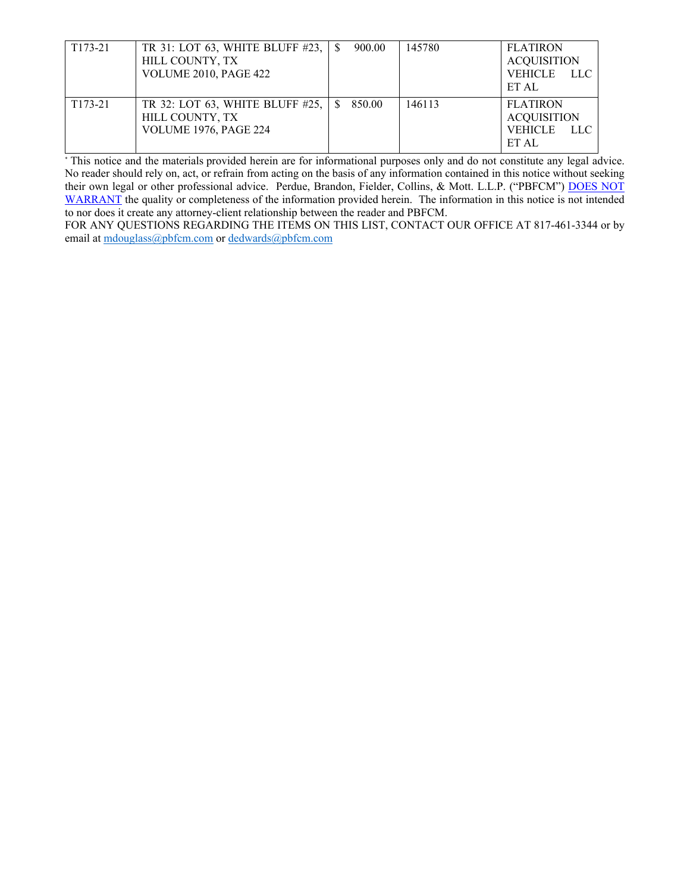| | | | | |
|---|---|---|---|---|
| T173-21 | TR 31: LOT 63, WHITE BLUFF #23, HILL COUNTY, TX VOLUME 2010, PAGE 422 | $ 900.00 | 145780 | FLATIRON ACQUISITION VEHICLE LLC ET AL |
| T173-21 | TR 32: LOT 63, WHITE BLUFF #25, HILL COUNTY, TX VOLUME 1976, PAGE 224 | $ 850.00 | 146113 | FLATIRON ACQUISITION VEHICLE LLC ET AL |

* This notice and the materials provided herein are for informational purposes only and do not constitute any legal advice. No reader should rely on, act, or refrain from acting on the basis of any information contained in this notice without seeking their own legal or other professional advice. Perdue, Brandon, Fielder, Collins, & Mott. L.L.P. ("PBFCM") DOES NOT WARRANT the quality or completeness of the information provided herein. The information in this notice is not intended to nor does it create any attorney-client relationship between the reader and PBFCM.

FOR ANY QUESTIONS REGARDING THE ITEMS ON THIS LIST, CONTACT OUR OFFICE AT 817-461-3344 or by email at mdouglass@pbfcm.com or dedwards@pbfcm.com